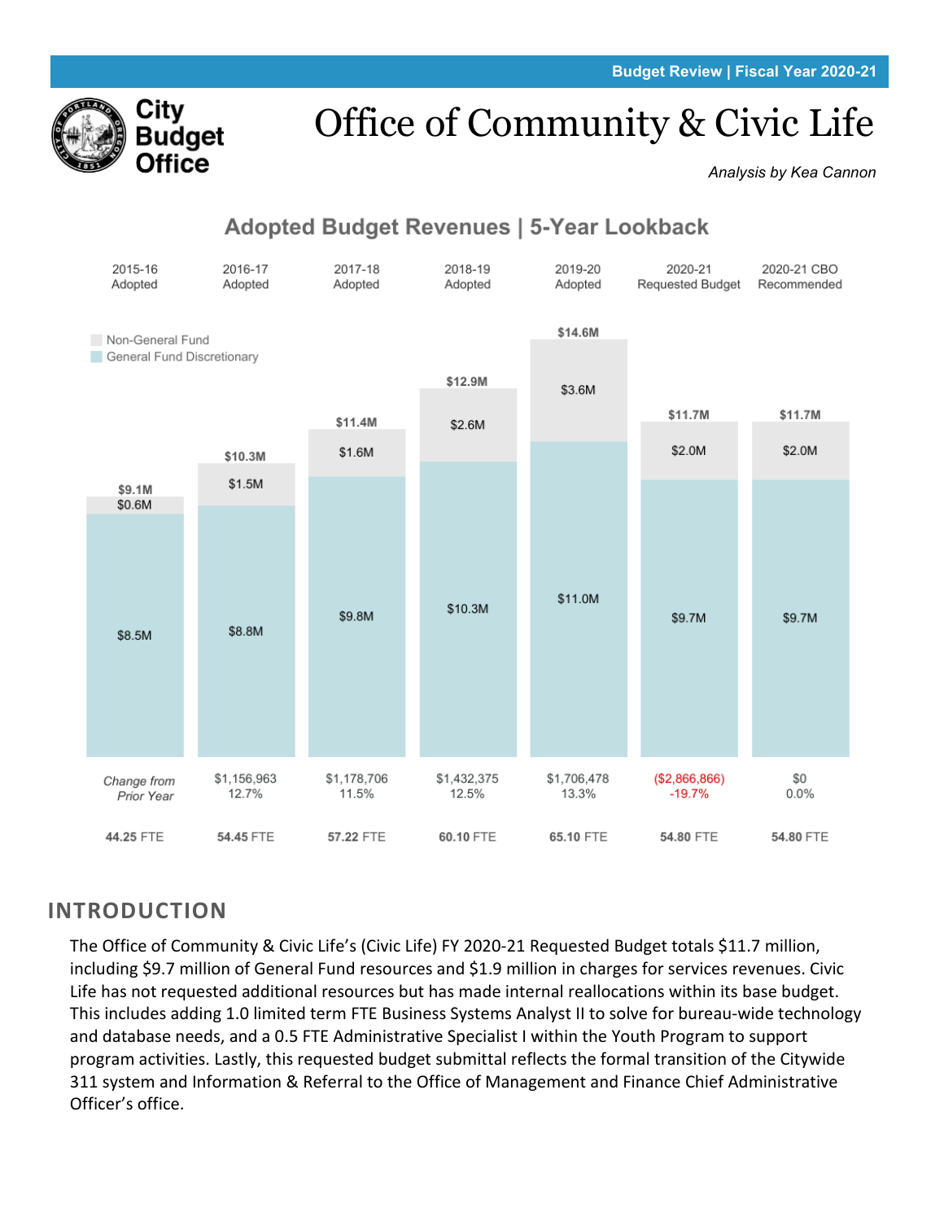Budget Review | Fiscal Year 2020-21

# Office of Community & Civic Life

City Budget Office

*Analysis by Kea Cannon*

## Adopted Budget Revenues | 5-Year Lookback

| | 2015-16 Adopted | 2016-17 Adopted | 2017-18 Adopted | 2018-19 Adopted | 2019-20 Adopted | 2020-21 Requested Budget | 2020-21 CBO Recommended |
|---|---|---|---|---|---|---|---|
| Total | $9.1M | $10.3M | $11.4M | $12.9M | $14.6M | $11.7M | $11.7M |
| Non-General Fund | $0.6M | $1.5M | $1.6M | $2.6M | $3.6M | $2.0M | $2.0M |
| General Fund Discretionary | $8.5M | $8.8M | $9.8M | $10.3M | $11.0M | $9.7M | $9.7M |
| *Change from Prior Year* | | $1,156,963 12.7% | $1,178,706 11.5% | $1,432,375 12.5% | $1,706,478 13.3% | ($2,866,866) -19.7% | $0 0.0% |
| FTE | 44.25 FTE | 54.45 FTE | 57.22 FTE | 60.10 FTE | 65.10 FTE | 54.80 FTE | 54.80 FTE |

## INTRODUCTION

The Office of Community & Civic Life's (Civic Life) FY 2020-21 Requested Budget totals $11.7 million, including $9.7 million of General Fund resources and $1.9 million in charges for services revenues. Civic Life has not requested additional resources but has made internal reallocations within its base budget. This includes adding 1.0 limited term FTE Business Systems Analyst II to solve for bureau-wide technology and database needs, and a 0.5 FTE Administrative Specialist I within the Youth Program to support program activities. Lastly, this requested budget submittal reflects the formal transition of the Citywide 311 system and Information & Referral to the Office of Management and Finance Chief Administrative Officer's office.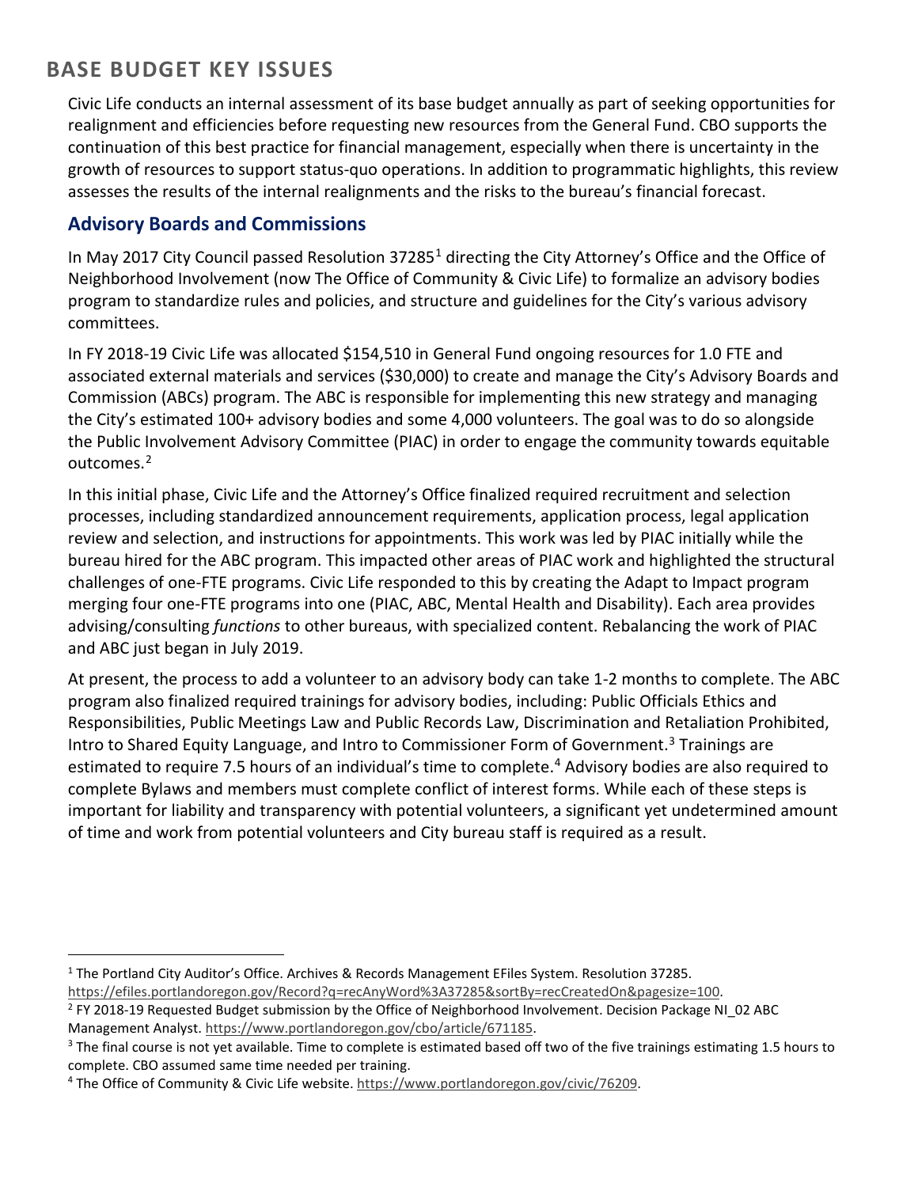## BASE BUDGET KEY ISSUES

Civic Life conducts an internal assessment of its base budget annually as part of seeking opportunities for realignment and efficiencies before requesting new resources from the General Fund. CBO supports the continuation of this best practice for financial management, especially when there is uncertainty in the growth of resources to support status-quo operations. In addition to programmatic highlights, this review assesses the results of the internal realignments and the risks to the bureau's financial forecast.

### Advisory Boards and Commissions

In May 2017 City Council passed Resolution 37285[1] directing the City Attorney's Office and the Office of Neighborhood Involvement (now The Office of Community & Civic Life) to formalize an advisory bodies program to standardize rules and policies, and structure and guidelines for the City's various advisory committees.

In FY 2018-19 Civic Life was allocated $154,510 in General Fund ongoing resources for 1.0 FTE and associated external materials and services ($30,000) to create and manage the City's Advisory Boards and Commission (ABCs) program. The ABC is responsible for implementing this new strategy and managing the City's estimated 100+ advisory bodies and some 4,000 volunteers. The goal was to do so alongside the Public Involvement Advisory Committee (PIAC) in order to engage the community towards equitable outcomes.[2]

In this initial phase, Civic Life and the Attorney's Office finalized required recruitment and selection processes, including standardized announcement requirements, application process, legal application review and selection, and instructions for appointments. This work was led by PIAC initially while the bureau hired for the ABC program. This impacted other areas of PIAC work and highlighted the structural challenges of one-FTE programs. Civic Life responded to this by creating the Adapt to Impact program merging four one-FTE programs into one (PIAC, ABC, Mental Health and Disability). Each area provides advising/consulting *functions* to other bureaus, with specialized content. Rebalancing the work of PIAC and ABC just began in July 2019.

At present, the process to add a volunteer to an advisory body can take 1-2 months to complete. The ABC program also finalized required trainings for advisory bodies, including: Public Officials Ethics and Responsibilities, Public Meetings Law and Public Records Law, Discrimination and Retaliation Prohibited, Intro to Shared Equity Language, and Intro to Commissioner Form of Government.[3] Trainings are estimated to require 7.5 hours of an individual's time to complete.[4] Advisory bodies are also required to complete Bylaws and members must complete conflict of interest forms. While each of these steps is important for liability and transparency with potential volunteers, a significant yet undetermined amount of time and work from potential volunteers and City bureau staff is required as a result.

---

[1] The Portland City Auditor's Office. Archives & Records Management EFiles System. Resolution 37285. https://efiles.portlandoregon.gov/Record?q=recAnyWord%3A37285&sortBy=recCreatedOn&pagesize=100.

[2] FY 2018-19 Requested Budget submission by the Office of Neighborhood Involvement. Decision Package NI_02 ABC Management Analyst. https://www.portlandoregon.gov/cbo/article/671185.

[3] The final course is not yet available. Time to complete is estimated based off two of the five trainings estimating 1.5 hours to complete. CBO assumed same time needed per training.

[4] The Office of Community & Civic Life website. https://www.portlandoregon.gov/civic/76209.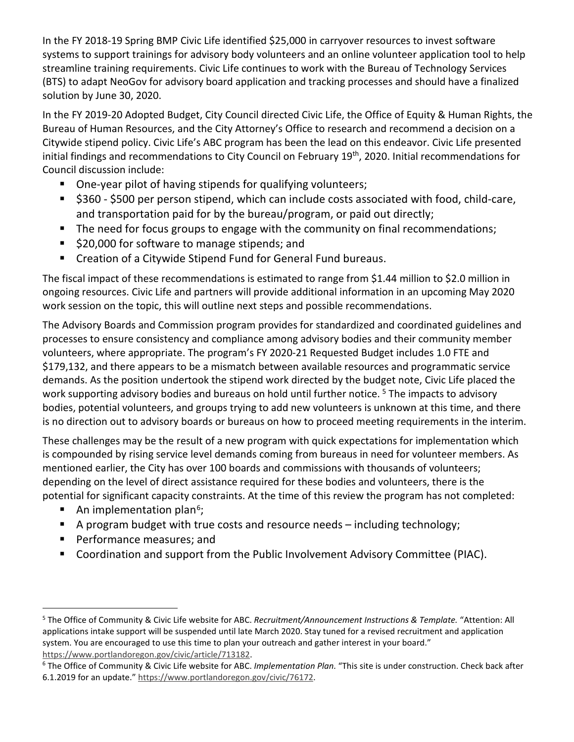In the FY 2018-19 Spring BMP Civic Life identified $25,000 in carryover resources to invest software systems to support trainings for advisory body volunteers and an online volunteer application tool to help streamline training requirements. Civic Life continues to work with the Bureau of Technology Services (BTS) to adapt NeoGov for advisory board application and tracking processes and should have a finalized solution by June 30, 2020.

In the FY 2019-20 Adopted Budget, City Council directed Civic Life, the Office of Equity & Human Rights, the Bureau of Human Resources, and the City Attorney's Office to research and recommend a decision on a Citywide stipend policy. Civic Life's ABC program has been the lead on this endeavor. Civic Life presented initial findings and recommendations to City Council on February 19th, 2020. Initial recommendations for Council discussion include:

- One-year pilot of having stipends for qualifying volunteers;
- $360 - $500 per person stipend, which can include costs associated with food, child-care, and transportation paid for by the bureau/program, or paid out directly;
- The need for focus groups to engage with the community on final recommendations;
- $20,000 for software to manage stipends; and
- Creation of a Citywide Stipend Fund for General Fund bureaus.

The fiscal impact of these recommendations is estimated to range from $1.44 million to $2.0 million in ongoing resources. Civic Life and partners will provide additional information in an upcoming May 2020 work session on the topic, this will outline next steps and possible recommendations.

The Advisory Boards and Commission program provides for standardized and coordinated guidelines and processes to ensure consistency and compliance among advisory bodies and their community member volunteers, where appropriate. The program's FY 2020-21 Requested Budget includes 1.0 FTE and $179,132, and there appears to be a mismatch between available resources and programmatic service demands. As the position undertook the stipend work directed by the budget note, Civic Life placed the work supporting advisory bodies and bureaus on hold until further notice. [5] The impacts to advisory bodies, potential volunteers, and groups trying to add new volunteers is unknown at this time, and there is no direction out to advisory boards or bureaus on how to proceed meeting requirements in the interim.

These challenges may be the result of a new program with quick expectations for implementation which is compounded by rising service level demands coming from bureaus in need for volunteer members. As mentioned earlier, the City has over 100 boards and commissions with thousands of volunteers; depending on the level of direct assistance required for these bodies and volunteers, there is the potential for significant capacity constraints. At the time of this review the program has not completed:

- An implementation plan[6];
- A program budget with true costs and resource needs – including technology;
- Performance measures; and
- Coordination and support from the Public Involvement Advisory Committee (PIAC).

---

[5] The Office of Community & Civic Life website for ABC. *Recruitment/Announcement Instructions & Template.* "Attention: All applications intake support will be suspended until late March 2020. Stay tuned for a revised recruitment and application system. You are encouraged to use this time to plan your outreach and gather interest in your board." https://www.portlandoregon.gov/civic/article/713182.

[6] The Office of Community & Civic Life website for ABC. *Implementation Plan.* "This site is under construction. Check back after 6.1.2019 for an update." https://www.portlandoregon.gov/civic/76172.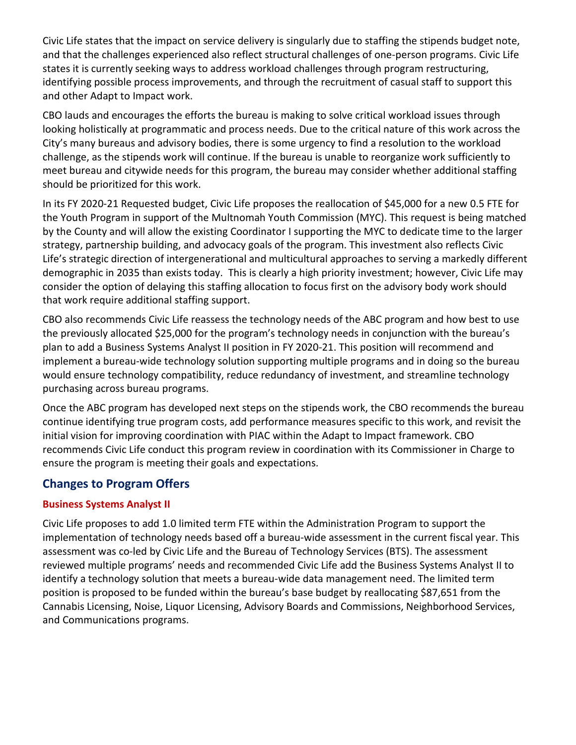Civic Life states that the impact on service delivery is singularly due to staffing the stipends budget note, and that the challenges experienced also reflect structural challenges of one-person programs. Civic Life states it is currently seeking ways to address workload challenges through program restructuring, identifying possible process improvements, and through the recruitment of casual staff to support this and other Adapt to Impact work.

CBO lauds and encourages the efforts the bureau is making to solve critical workload issues through looking holistically at programmatic and process needs. Due to the critical nature of this work across the City's many bureaus and advisory bodies, there is some urgency to find a resolution to the workload challenge, as the stipends work will continue. If the bureau is unable to reorganize work sufficiently to meet bureau and citywide needs for this program, the bureau may consider whether additional staffing should be prioritized for this work.

In its FY 2020-21 Requested budget, Civic Life proposes the reallocation of $45,000 for a new 0.5 FTE for the Youth Program in support of the Multnomah Youth Commission (MYC). This request is being matched by the County and will allow the existing Coordinator I supporting the MYC to dedicate time to the larger strategy, partnership building, and advocacy goals of the program. This investment also reflects Civic Life's strategic direction of intergenerational and multicultural approaches to serving a markedly different demographic in 2035 than exists today. This is clearly a high priority investment; however, Civic Life may consider the option of delaying this staffing allocation to focus first on the advisory body work should that work require additional staffing support.

CBO also recommends Civic Life reassess the technology needs of the ABC program and how best to use the previously allocated $25,000 for the program's technology needs in conjunction with the bureau's plan to add a Business Systems Analyst II position in FY 2020-21. This position will recommend and implement a bureau-wide technology solution supporting multiple programs and in doing so the bureau would ensure technology compatibility, reduce redundancy of investment, and streamline technology purchasing across bureau programs.

Once the ABC program has developed next steps on the stipends work, the CBO recommends the bureau continue identifying true program costs, add performance measures specific to this work, and revisit the initial vision for improving coordination with PIAC within the Adapt to Impact framework. CBO recommends Civic Life conduct this program review in coordination with its Commissioner in Charge to ensure the program is meeting their goals and expectations.

## Changes to Program Offers

### Business Systems Analyst II

Civic Life proposes to add 1.0 limited term FTE within the Administration Program to support the implementation of technology needs based off a bureau-wide assessment in the current fiscal year. This assessment was co-led by Civic Life and the Bureau of Technology Services (BTS). The assessment reviewed multiple programs' needs and recommended Civic Life add the Business Systems Analyst II to identify a technology solution that meets a bureau-wide data management need. The limited term position is proposed to be funded within the bureau's base budget by reallocating $87,651 from the Cannabis Licensing, Noise, Liquor Licensing, Advisory Boards and Commissions, Neighborhood Services, and Communications programs.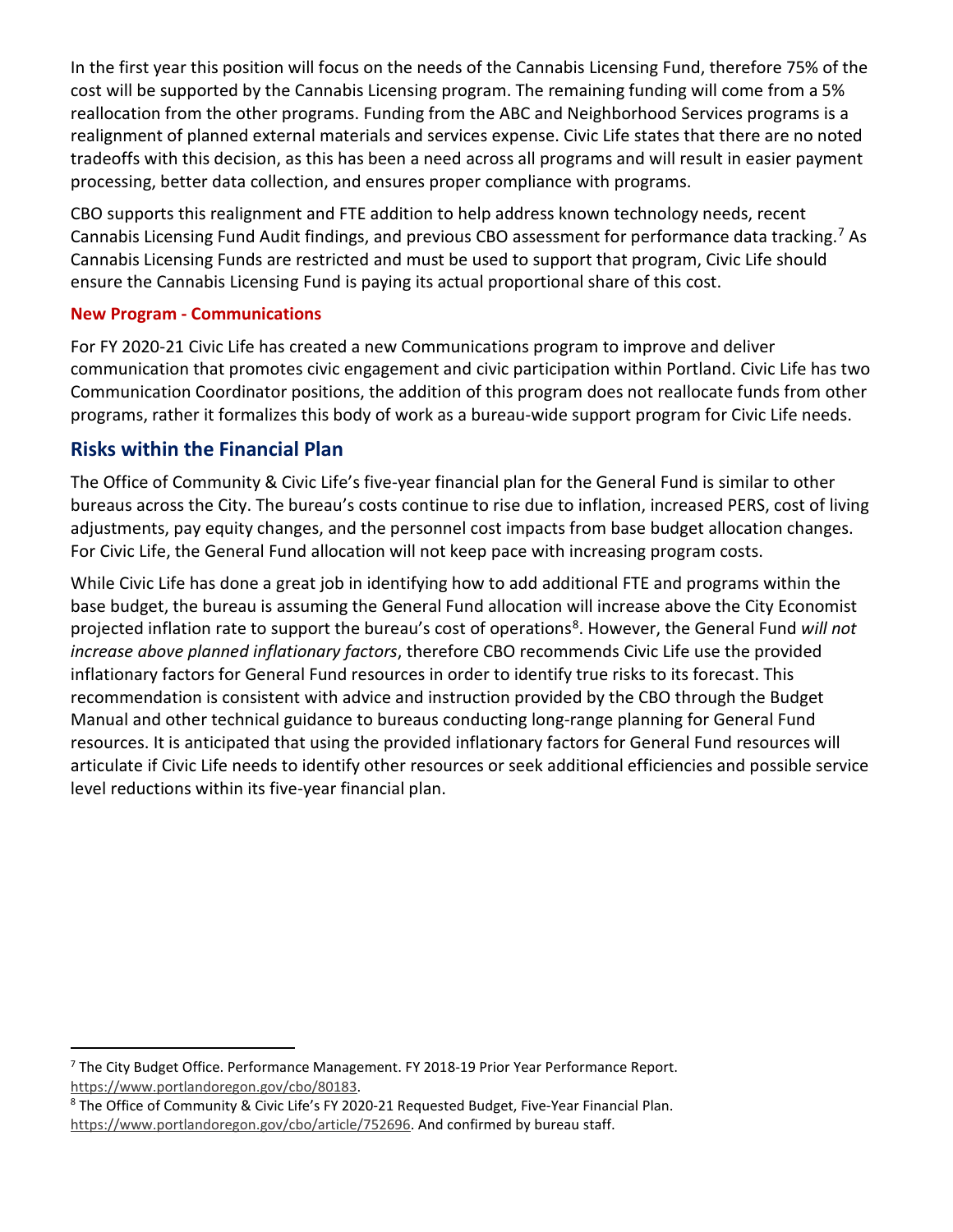In the first year this position will focus on the needs of the Cannabis Licensing Fund, therefore 75% of the cost will be supported by the Cannabis Licensing program. The remaining funding will come from a 5% reallocation from the other programs. Funding from the ABC and Neighborhood Services programs is a realignment of planned external materials and services expense. Civic Life states that there are no noted tradeoffs with this decision, as this has been a need across all programs and will result in easier payment processing, better data collection, and ensures proper compliance with programs.

CBO supports this realignment and FTE addition to help address known technology needs, recent Cannabis Licensing Fund Audit findings, and previous CBO assessment for performance data tracking.[7] As Cannabis Licensing Funds are restricted and must be used to support that program, Civic Life should ensure the Cannabis Licensing Fund is paying its actual proportional share of this cost.

#### New Program - Communications

For FY 2020-21 Civic Life has created a new Communications program to improve and deliver communication that promotes civic engagement and civic participation within Portland. Civic Life has two Communication Coordinator positions, the addition of this program does not reallocate funds from other programs, rather it formalizes this body of work as a bureau-wide support program for Civic Life needs.

## Risks within the Financial Plan

The Office of Community & Civic Life's five-year financial plan for the General Fund is similar to other bureaus across the City. The bureau's costs continue to rise due to inflation, increased PERS, cost of living adjustments, pay equity changes, and the personnel cost impacts from base budget allocation changes. For Civic Life, the General Fund allocation will not keep pace with increasing program costs.

While Civic Life has done a great job in identifying how to add additional FTE and programs within the base budget, the bureau is assuming the General Fund allocation will increase above the City Economist projected inflation rate to support the bureau's cost of operations[8]. However, the General Fund *will not increase above planned inflationary factors*, therefore CBO recommends Civic Life use the provided inflationary factors for General Fund resources in order to identify true risks to its forecast. This recommendation is consistent with advice and instruction provided by the CBO through the Budget Manual and other technical guidance to bureaus conducting long-range planning for General Fund resources. It is anticipated that using the provided inflationary factors for General Fund resources will articulate if Civic Life needs to identify other resources or seek additional efficiencies and possible service level reductions within its five-year financial plan.

---

[7] The City Budget Office. Performance Management. FY 2018-19 Prior Year Performance Report. https://www.portlandoregon.gov/cbo/80183.

[8] The Office of Community & Civic Life's FY 2020-21 Requested Budget, Five-Year Financial Plan. https://www.portlandoregon.gov/cbo/article/752696. And confirmed by bureau staff.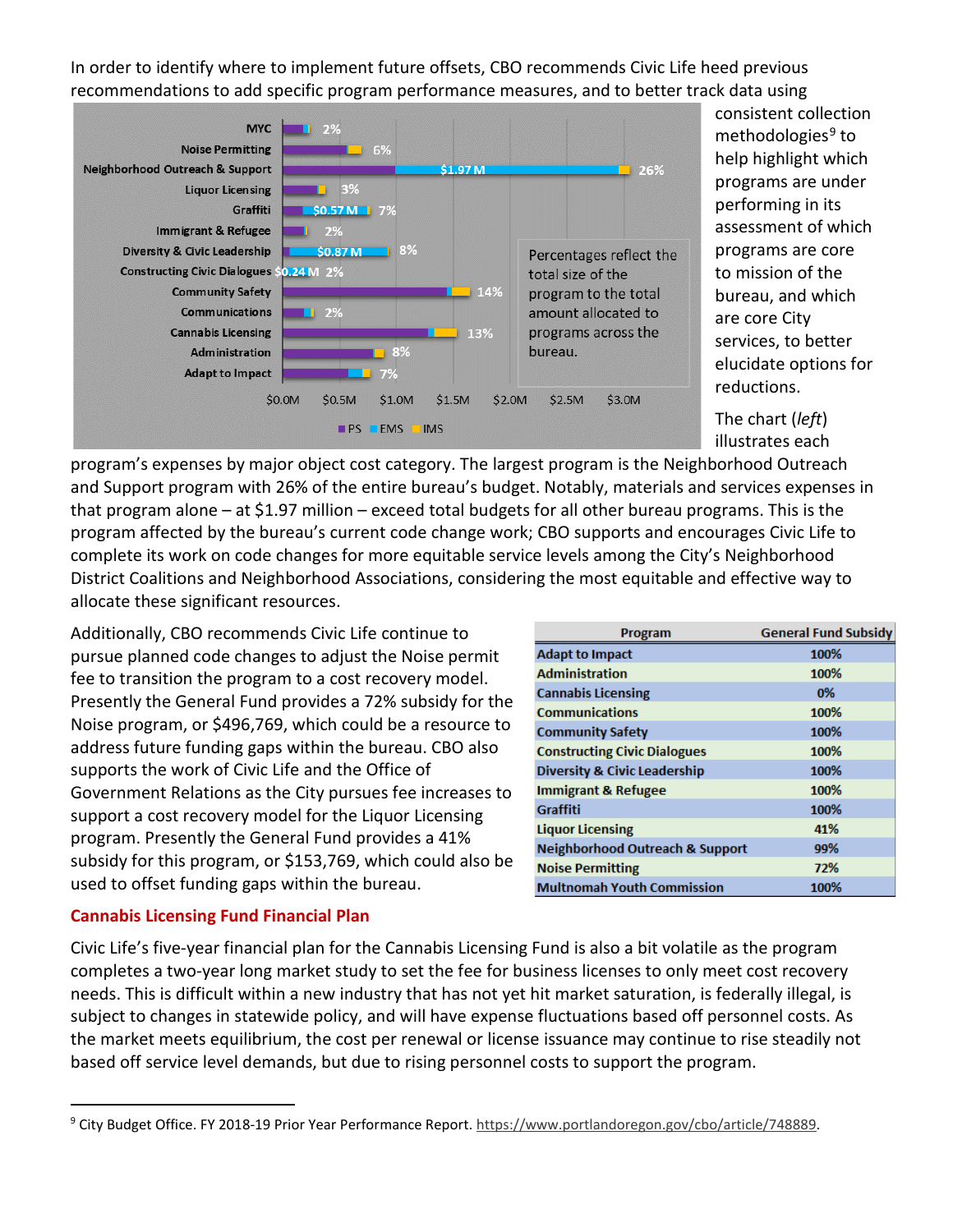In order to identify where to implement future offsets, CBO recommends Civic Life heed previous recommendations to add specific program performance measures, and to better track data using consistent collection methodologies[9] to help highlight which programs are under performing in its assessment of which programs are core to mission of the bureau, and which are core City services, to better elucidate options for reductions.

MYC 2%
Noise Permitting 6%
Neighborhood Outreach & Support $1.97 M 26%
Liquor Licensing 3%
Graffiti $0.57 M 7%
Immigrant & Refugee 2%
Diversity & Civic Leadership $0.87 M 8%
Constructing Civic Dialogues $0.24 M 2%
Community Safety 14%
Communications 2%
Cannabis Licensing 13%
Administration 8%
Adapt to Impact 7%

$0.0M $0.5M $1.0M $1.5M $2.0M $2.5M $3.0M

PS EMS IMS

Percentages reflect the total size of the program to the total amount allocated to programs across the bureau.

The chart (*left*) illustrates each program's expenses by major object cost category. The largest program is the Neighborhood Outreach and Support program with 26% of the entire bureau's budget. Notably, materials and services expenses in that program alone – at $1.97 million – exceed total budgets for all other bureau programs. This is the program affected by the bureau's current code change work; CBO supports and encourages Civic Life to complete its work on code changes for more equitable service levels among the City's Neighborhood District Coalitions and Neighborhood Associations, considering the most equitable and effective way to allocate these significant resources.

Additionally, CBO recommends Civic Life continue to pursue planned code changes to adjust the Noise permit fee to transition the program to a cost recovery model. Presently the General Fund provides a 72% subsidy for the Noise program, or $496,769, which could be a resource to address future funding gaps within the bureau. CBO also supports the work of Civic Life and the Office of Government Relations as the City pursues fee increases to support a cost recovery model for the Liquor Licensing program. Presently the General Fund provides a 41% subsidy for this program, or $153,769, which could also be used to offset funding gaps within the bureau.

| Program | General Fund Subsidy |
|---|---|
| Adapt to Impact | 100% |
| Administration | 100% |
| Cannabis Licensing | 0% |
| Communications | 100% |
| Community Safety | 100% |
| Constructing Civic Dialogues | 100% |
| Diversity & Civic Leadership | 100% |
| Immigrant & Refugee | 100% |
| Graffiti | 100% |
| Liquor Licensing | 41% |
| Neighborhood Outreach & Support | 99% |
| Noise Permitting | 72% |
| Multnomah Youth Commission | 100% |

## Cannabis Licensing Fund Financial Plan

Civic Life's five-year financial plan for the Cannabis Licensing Fund is also a bit volatile as the program completes a two-year long market study to set the fee for business licenses to only meet cost recovery needs. This is difficult within a new industry that has not yet hit market saturation, is federally illegal, is subject to changes in statewide policy, and will have expense fluctuations based off personnel costs. As the market meets equilibrium, the cost per renewal or license issuance may continue to rise steadily not based off service level demands, but due to rising personnel costs to support the program.

[9] City Budget Office. FY 2018-19 Prior Year Performance Report. https://www.portlandoregon.gov/cbo/article/748889.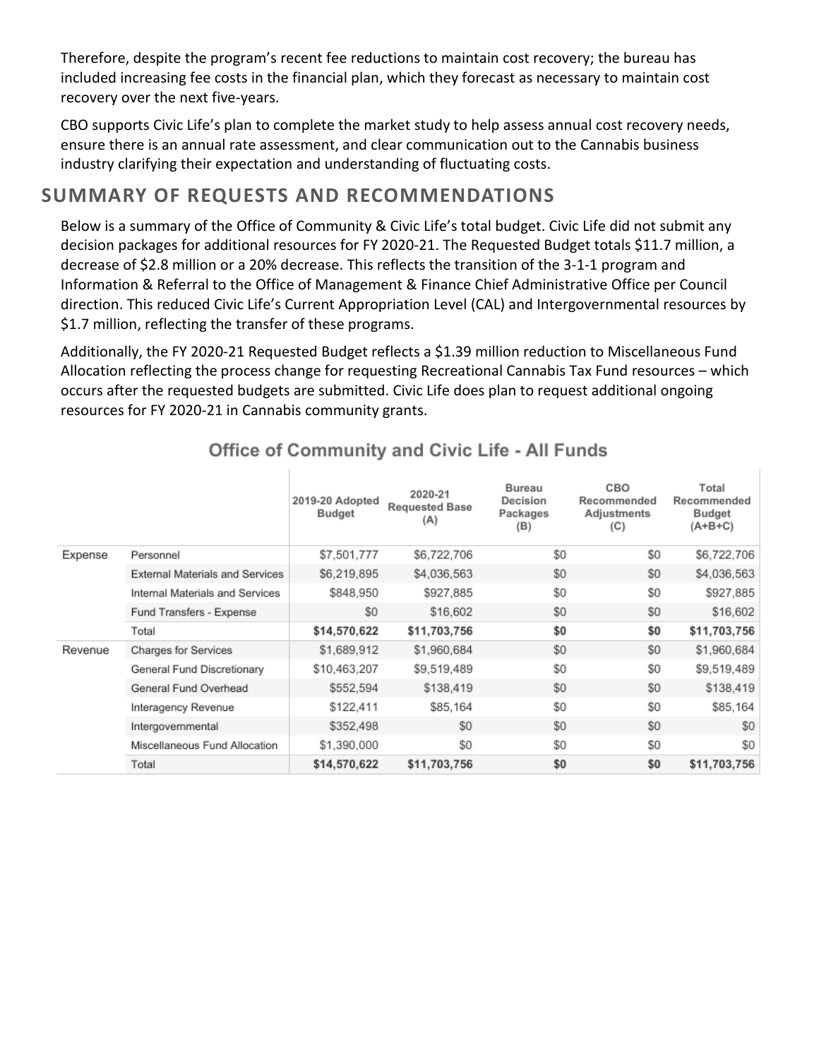Therefore, despite the program's recent fee reductions to maintain cost recovery; the bureau has included increasing fee costs in the financial plan, which they forecast as necessary to maintain cost recovery over the next five-years.

CBO supports Civic Life's plan to complete the market study to help assess annual cost recovery needs, ensure there is an annual rate assessment, and clear communication out to the Cannabis business industry clarifying their expectation and understanding of fluctuating costs.

## SUMMARY OF REQUESTS AND RECOMMENDATIONS

Below is a summary of the Office of Community & Civic Life's total budget. Civic Life did not submit any decision packages for additional resources for FY 2020-21. The Requested Budget totals $11.7 million, a decrease of $2.8 million or a 20% decrease. This reflects the transition of the 3-1-1 program and Information & Referral to the Office of Management & Finance Chief Administrative Office per Council direction. This reduced Civic Life's Current Appropriation Level (CAL) and Intergovernmental resources by $1.7 million, reflecting the transfer of these programs.

Additionally, the FY 2020-21 Requested Budget reflects a $1.39 million reduction to Miscellaneous Fund Allocation reflecting the process change for requesting Recreational Cannabis Tax Fund resources – which occurs after the requested budgets are submitted. Civic Life does plan to request additional ongoing resources for FY 2020-21 in Cannabis community grants.

### Office of Community and Civic Life - All Funds

| | | 2019-20 Adopted Budget | 2020-21 Requested Base (A) | Bureau Decision Packages (B) | CBO Recommended Adjustments (C) | Total Recommended Budget (A+B+C) |
|---|---|---|---|---|---|---|
| Expense | Personnel | $7,501,777 | $6,722,706 | $0 | $0 | $6,722,706 |
| | External Materials and Services | $6,219,895 | $4,036,563 | $0 | $0 | $4,036,563 |
| | Internal Materials and Services | $848,950 | $927,885 | $0 | $0 | $927,885 |
| | Fund Transfers - Expense | $0 | $16,602 | $0 | $0 | $16,602 |
| | Total | **$14,570,622** | **$11,703,756** | **$0** | **$0** | **$11,703,756** |
| Revenue | Charges for Services | $1,689,912 | $1,960,684 | $0 | $0 | $1,960,684 |
| | General Fund Discretionary | $10,463,207 | $9,519,489 | $0 | $0 | $9,519,489 |
| | General Fund Overhead | $552,594 | $138,419 | $0 | $0 | $138,419 |
| | Interagency Revenue | $122,411 | $85,164 | $0 | $0 | $85,164 |
| | Intergovernmental | $352,498 | $0 | $0 | $0 | $0 |
| | Miscellaneous Fund Allocation | $1,390,000 | $0 | $0 | $0 | $0 |
| | Total | **$14,570,622** | **$11,703,756** | **$0** | **$0** | **$11,703,756** |